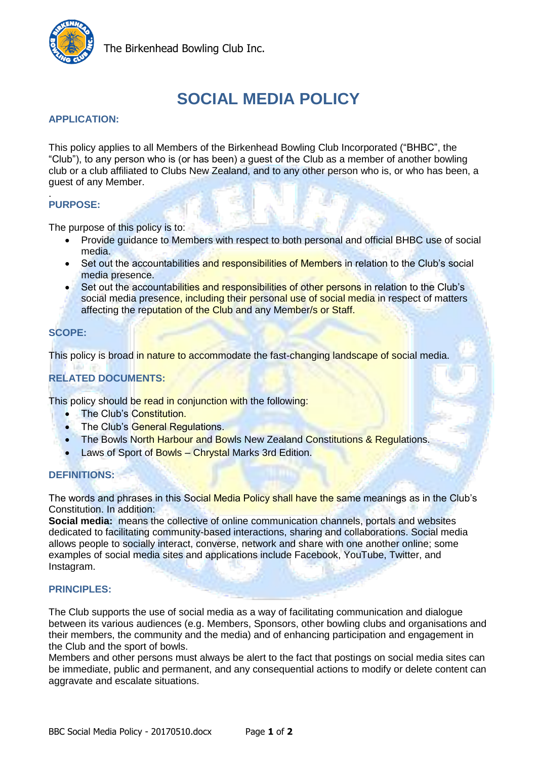The Birkenhead Bowling Club Inc.

# SOCIAL MEDIA POLICY

## APPLICATION:

This policy applies to all Members of the Birkenhead Bowling Club Incorporated ("BHBC", the "Club"), to any person who is (or has been) a guest of the Club as a member of another bowling club or a club affiliated to Clubs New Zealand, and to any other person who is, or who has been, a guest of any Member.

## PURPOSE:

The purpose of this policy is to:

- Provide guidance to Members with respect to both personal and official BHBC use of social media.
- Set out the accountabilities and responsibilities of Members in relation to the Club's social media presence.
- Set out the accountabilities and responsibilities of other persons in relation to the Club's social media presence, including their personal use of social media in respect of matters affecting the reputation of the Club and any Member/s or Staff.

## SCOPE:

This policy is broad in nature to accommodate the fast-changing landscape of social media.

## RELATED DOCUMENTS:

This policy should be read in conjunction with the following:

- The Club's Constitution.
- The Club's General Regulations.
- The Bowls North Harbour and Bowls New Zealand Constitutions & Regulations.
- Laws of Sport of Bowls – Chrystal Marks 3rd Edition.

## DEFINITIONS:

The words and phrases in this Social Media Policy shall have the same meanings as in the Club's Constitution. In addition:

**Social media:** means the collective of online communication channels, portals and websites dedicated to facilitating community-based interactions, sharing and collaborations. Social media allows people to socially interact, converse, network and share with one another online; some examples of social media sites and applications include Facebook, YouTube, Twitter, and Instagram.

## PRINCIPLES:

The Club supports the use of social media as a way of facilitating communication and dialogue between its various audiences (e.g. Members, Sponsors, other bowling clubs and organisations and their members, the community and the media) and of enhancing participation and engagement in the Club and the sport of bowls.

Members and other persons must always be alert to the fact that postings on social media sites can be immediate, public and permanent, and any consequential actions to modify or delete content can aggravate and escalate situations.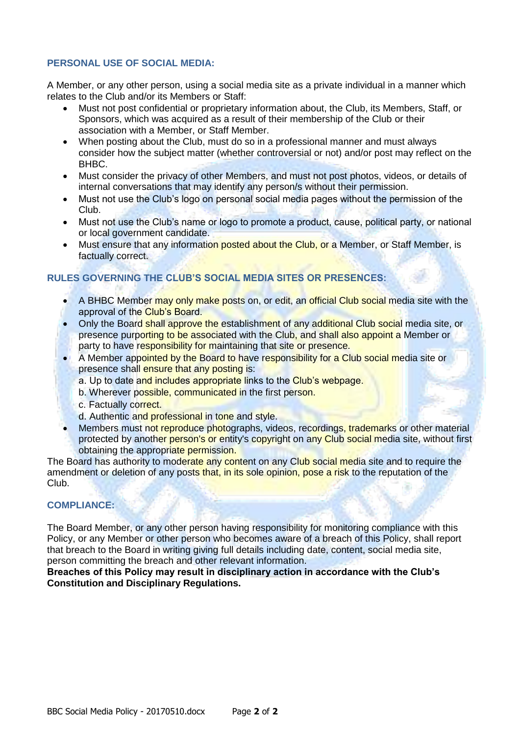## PERSONAL USE OF SOCIAL MEDIA:

A Member, or any other person, using a social media site as a private individual in a manner which relates to the Club and/or its Members or Staff:

- Must not post confidential or proprietary information about, the Club, its Members, Staff, or Sponsors, which was acquired as a result of their membership of the Club or their association with a Member, or Staff Member.
- When posting about the Club, must do so in a professional manner and must always consider how the subject matter (whether controversial or not) and/or post may reflect on the BHBC.
- Must consider the privacy of other Members, and must not post photos, videos, or details of internal conversations that may identify any person/s without their permission.
- Must not use the Club's logo on personal social media pages without the permission of the Club.
- Must not use the Club's name or logo to promote a product, cause, political party, or national or local government candidate.
- Must ensure that any information posted about the Club, or a Member, or Staff Member, is factually correct.

## RULES GOVERNING THE CLUB'S SOCIAL MEDIA SITES OR PRESENCES:

- A BHBC Member may only make posts on, or edit, an official Club social media site with the approval of the Club's Board.
- Only the Board shall approve the establishment of any additional Club social media site, or presence purporting to be associated with the Club, and shall also appoint a Member or party to have responsibility for maintaining that site or presence.
- A Member appointed by the Board to have responsibility for a Club social media site or presence shall ensure that any posting is:
  a. Up to date and includes appropriate links to the Club's webpage.
  b. Wherever possible, communicated in the first person.
  c. Factually correct.
  d. Authentic and professional in tone and style.
- Members must not reproduce photographs, videos, recordings, trademarks or other material protected by another person's or entity's copyright on any Club social media site, without first obtaining the appropriate permission.

The Board has authority to moderate any content on any Club social media site and to require the amendment or deletion of any posts that, in its sole opinion, pose a risk to the reputation of the Club.

## COMPLIANCE:

The Board Member, or any other person having responsibility for monitoring compliance with this Policy, or any Member or other person who becomes aware of a breach of this Policy, shall report that breach to the Board in writing giving full details including date, content, social media site, person committing the breach and other relevant information.

**Breaches of this Policy may result in disciplinary action in accordance with the Club's Constitution and Disciplinary Regulations.**